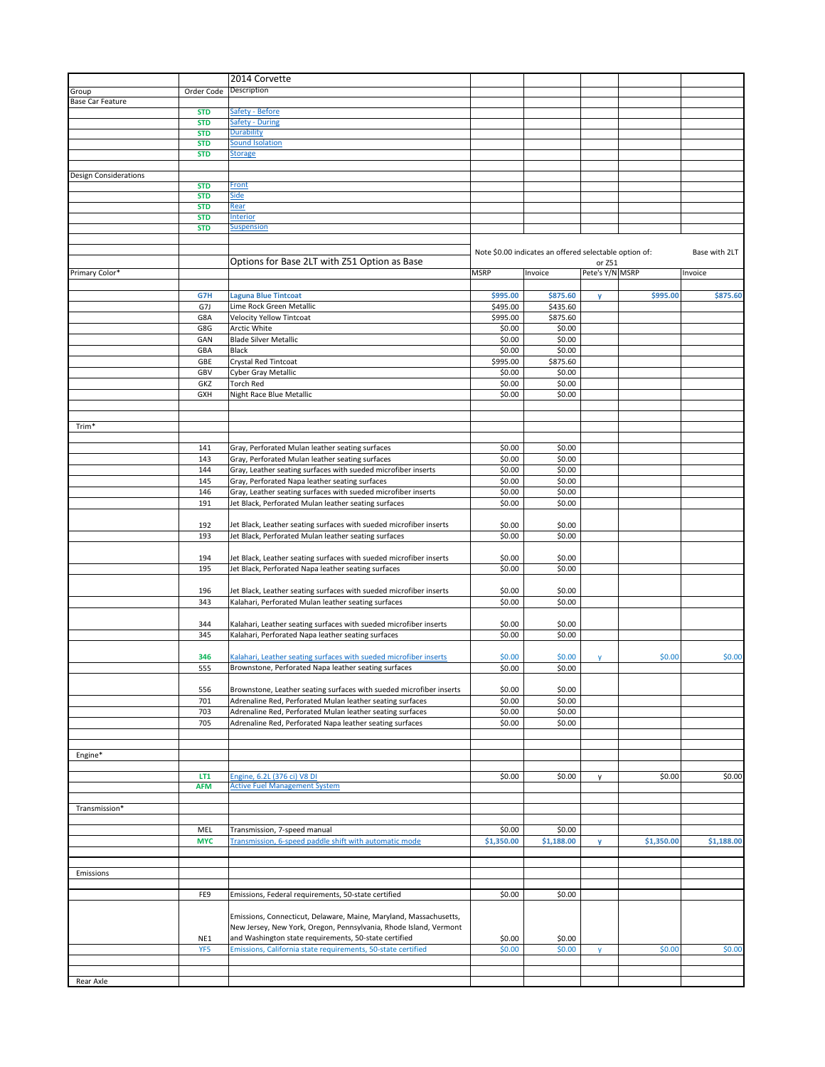| Group | Order Code | Description | | | | | |
|---|---|---|---|---|---|---|---|
| | | 2014 Corvette | | | | | |
| Base Car Feature | | | | | | | |
| | STD | Safety - Before | | | | | |
| | STD | Safety - During | | | | | |
| | STD | Durability | | | | | |
| | STD | Sound Isolation | | | | | |
| | STD | Storage | | | | | |
| Design Considerations | | | | | | | |
| | STD | Front | | | | | |
| | STD | Side | | | | | |
| | STD | Rear | | | | | |
| | STD | Interior | | | | | |
| | STD | Suspension | | | | | |
| | | Options for Base 2LT with Z51 Option as Base | Note $0.00 indicates an offered selectable option of: or Z51 | | | | Base with 2LT |
| Primary Color* | | | MSRP | Invoice | Pete's Y/N | MSRP | Invoice |
| | G7H | Laguna Blue Tintcoat | $995.00 | $875.60 | y | $995.00 | $875.60 |
| | G7J | Lime Rock Green Metallic | $495.00 | $435.60 | | | |
| | G8A | Velocity Yellow Tintcoat | $995.00 | $875.60 | | | |
| | G8G | Arctic White | $0.00 | $0.00 | | | |
| | GAN | Blade Silver Metallic | $0.00 | $0.00 | | | |
| | GBA | Black | $0.00 | $0.00 | | | |
| | GBE | Crystal Red Tintcoat | $995.00 | $875.60 | | | |
| | GBV | Cyber Gray Metallic | $0.00 | $0.00 | | | |
| | GKZ | Torch Red | $0.00 | $0.00 | | | |
| | GXH | Night Race Blue Metallic | $0.00 | $0.00 | | | |
| Trim* | | | | | | | |
| | 141 | Gray, Perforated Mulan leather seating surfaces | $0.00 | $0.00 | | | |
| | 143 | Gray, Perforated Mulan leather seating surfaces | $0.00 | $0.00 | | | |
| | 144 | Gray, Leather seating surfaces with sueded microfiber inserts | $0.00 | $0.00 | | | |
| | 145 | Gray, Perforated Napa leather seating surfaces | $0.00 | $0.00 | | | |
| | 146 | Gray, Leather seating surfaces with sueded microfiber inserts | $0.00 | $0.00 | | | |
| | 191 | Jet Black, Perforated Mulan leather seating surfaces | $0.00 | $0.00 | | | |
| | 192 | Jet Black, Leather seating surfaces with sueded microfiber inserts | $0.00 | $0.00 | | | |
| | 193 | Jet Black, Perforated Mulan leather seating surfaces | $0.00 | $0.00 | | | |
| | 194 | Jet Black, Leather seating surfaces with sueded microfiber inserts | $0.00 | $0.00 | | | |
| | 195 | Jet Black, Perforated Napa leather seating surfaces | $0.00 | $0.00 | | | |
| | 196 | Jet Black, Leather seating surfaces with sueded microfiber inserts | $0.00 | $0.00 | | | |
| | 343 | Kalahari, Perforated Mulan leather seating surfaces | $0.00 | $0.00 | | | |
| | 344 | Kalahari, Leather seating surfaces with sueded microfiber inserts | $0.00 | $0.00 | | | |
| | 345 | Kalahari, Perforated Napa leather seating surfaces | $0.00 | $0.00 | | | |
| | 346 | Kalahari, Leather seating surfaces with sueded microfiber inserts | $0.00 | $0.00 | y | $0.00 | $0.00 |
| | 555 | Brownstone, Perforated Napa leather seating surfaces | $0.00 | $0.00 | | | |
| | 556 | Brownstone, Leather seating surfaces with sueded microfiber inserts | $0.00 | $0.00 | | | |
| | 701 | Adrenaline Red, Perforated Mulan leather seating surfaces | $0.00 | $0.00 | | | |
| | 703 | Adrenaline Red, Perforated Mulan leather seating surfaces | $0.00 | $0.00 | | | |
| | 705 | Adrenaline Red, Perforated Napa leather seating surfaces | $0.00 | $0.00 | | | |
| Engine* | | | | | | | |
| | LT1 | Engine, 6.2L (376 ci) V8 DI | $0.00 | $0.00 | y | $0.00 | $0.00 |
| | AFM | Active Fuel Management System | | | | | |
| Transmission* | | | | | | | |
| | MEL | Transmission, 7-speed manual | $0.00 | $0.00 | | | |
| | MYC | Transmission, 6-speed paddle shift with automatic mode | $1,350.00 | $1,188.00 | y | $1,350.00 | $1,188.00 |
| Emissions | | | | | | | |
| | FE9 | Emissions, Federal requirements, 50-state certified | $0.00 | $0.00 | | | |
| | NE1 | Emissions, Connecticut, Delaware, Maine, Maryland, Massachusetts, New Jersey, New York, Oregon, Pennsylvania, Rhode Island, Vermont and Washington state requirements, 50-state certified | $0.00 | $0.00 | | | |
| | YF5 | Emissions, California state requirements, 50-state certified | $0.00 | $0.00 | y | $0.00 | $0.00 |
| Rear Axle | | | | | | | |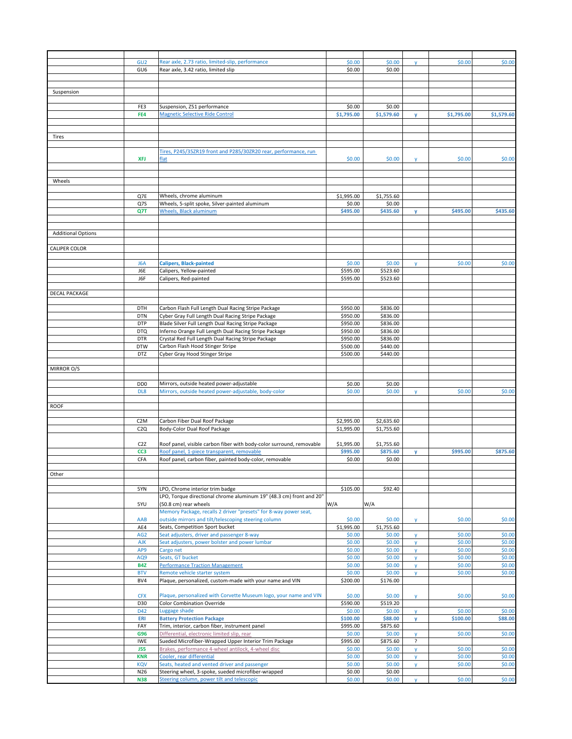| | | | | | | | |
|---|---|---|---|---|---|---|---|
| | GU2 | Rear axle, 2.73 ratio, limited-slip, performance | $0.00 | $0.00 | y | $0.00 | $0.00 |
| | GU6 | Rear axle, 3.42 ratio, limited slip | $0.00 | $0.00 | | | |
| | | | | | | | |
| Suspension | | | | | | | |
| | | | | | | | |
| | FE3 | Suspension, Z51 performance | $0.00 | $0.00 | | | |
| | **FE4** | Magnetic Selective Ride Control | **$1,795.00** | **$1,579.60** | y | **$1,795.00** | **$1,579.60** |
| | | | | | | | |
| Tires | | | | | | | |
| | | | | | | | |
| | **XFJ** | Tires, P245/35ZR19 front and P285/30ZR20 rear, performance, run flat | $0.00 | $0.00 | y | $0.00 | $0.00 |
| | | | | | | | |
| Wheels | | | | | | | |
| | | | | | | | |
| | Q7E | Wheels, chrome aluminum | $1,995.00 | $1,755.60 | | | |
| | Q7S | Wheels, 5-split spoke, Silver-painted aluminum | $0.00 | $0.00 | | | |
| | **Q7T** | Wheels, Black aluminum | **$495.00** | **$435.60** | y | **$495.00** | **$435.60** |
| | | | | | | | |
| Additional Options | | | | | | | |
| CALIPER COLOR | | | | | | | |
| | | | | | | | |
| | J6A | **Calipers, Black-painted** | $0.00 | $0.00 | y | $0.00 | $0.00 |
| | J6E | Calipers, Yellow-painted | $595.00 | $523.60 | | | |
| | J6F | Calipers, Red-painted | $595.00 | $523.60 | | | |
| | | | | | | | |
| DECAL PACKAGE | | | | | | | |
| | | | | | | | |
| | DTH | Carbon Flash Full Length Dual Racing Stripe Package | $950.00 | $836.00 | | | |
| | DTN | Cyber Gray Full Length Dual Racing Stripe Package | $950.00 | $836.00 | | | |
| | DTP | Blade Silver Full Length Dual Racing Stripe Package | $950.00 | $836.00 | | | |
| | DTQ | Inferno Orange Full Length Dual Racing Stripe Package | $950.00 | $836.00 | | | |
| | DTR | Crystal Red Full Length Dual Racing Stripe Package | $950.00 | $836.00 | | | |
| | DTW | Carbon Flash Hood Stinger Stripe | $500.00 | $440.00 | | | |
| | DTZ | Cyber Gray Hood Stinger Stripe | $500.00 | $440.00 | | | |
| | | | | | | | |
| MIRROR O/S | | | | | | | |
| | | | | | | | |
| | DD0 | Mirrors, outside heated power-adjustable | $0.00 | $0.00 | | | |
| | DL8 | Mirrors, outside heated power-adjustable, body-color | $0.00 | $0.00 | y | $0.00 | $0.00 |
| | | | | | | | |
| ROOF | | | | | | | |
| | | | | | | | |
| | C2M | Carbon Fiber Dual Roof Package | $2,995.00 | $2,635.60 | | | |
| | C2Q | Body-Color Dual Roof Package | $1,995.00 | $1,755.60 | | | |
| | | | | | | | |
| | C2Z | Roof panel, visible carbon fiber with body-color surround, removable | $1,995.00 | $1,755.60 | | | |
| | **CC3** | Roof panel, 1-piece transparent, removable | **$995.00** | **$875.60** | y | **$995.00** | **$875.60** |
| | CFA | Roof panel, carbon fiber, painted body-color, removable | $0.00 | $0.00 | | | |
| | | | | | | | |
| Other | | | | | | | |
| | | | | | | | |
| | 5YN | LPO, Chrome interior trim badge | $105.00 | $92.40 | | | |
| | 5YU | LPO, Torque directional chrome aluminum 19" (48.3 cm) front and 20" (50.8 cm) rear wheels | W/A | W/A | | | |
| | AAB | Memory Package, recalls 2 driver "presets" for 8-way power seat, outside mirrors and tilt/telescoping steering column | $0.00 | $0.00 | y | $0.00 | $0.00 |
| | AE4 | Seats, Competition Sport bucket | $1,995.00 | $1,755.60 | | | |
| | AG2 | Seat adjusters, driver and passenger 8-way | $0.00 | $0.00 | y | $0.00 | $0.00 |
| | AJK | Seat adjusters, power bolster and power lumbar | $0.00 | $0.00 | y | $0.00 | $0.00 |
| | AP9 | Cargo net | $0.00 | $0.00 | y | $0.00 | $0.00 |
| | AQ9 | Seats, GT bucket | $0.00 | $0.00 | y | $0.00 | $0.00 |
| | **B4Z** | Performance Traction Management | $0.00 | $0.00 | y | $0.00 | $0.00 |
| | BTV | Remote vehicle starter system | $0.00 | $0.00 | y | $0.00 | $0.00 |
| | BV4 | Plaque, personalized, custom-made with your name and VIN | $200.00 | $176.00 | | | |
| | | | | | | | |
| | CFX | Plaque, personalized with Corvette Museum logo, your name and VIN | $0.00 | $0.00 | y | $0.00 | $0.00 |
| | D30 | Color Combination Override | $590.00 | $519.20 | | | |
| | D42 | Luggage shade | $0.00 | $0.00 | y | $0.00 | $0.00 |
| | **ERI** | **Battery Protection Package** | **$100.00** | **$88.00** | y | **$100.00** | **$88.00** |
| | FAY | Trim, interior, carbon fiber, instrument panel | $995.00 | $875.60 | | | |
| | **G96** | Differential, electronic limited slip, rear | $0.00 | $0.00 | y | $0.00 | $0.00 |
| | IWE | Sueded Microfiber-Wrapped Upper Interior Trim Package | $995.00 | $875.60 | ? | | |
| | **J55** | Brakes, performance 4-wheel antilock, 4-wheel disc | $0.00 | $0.00 | y | $0.00 | $0.00 |
| | **KNR** | Cooler, rear differential | $0.00 | $0.00 | y | $0.00 | $0.00 |
| | KQV | Seats, heated and vented driver and passenger | $0.00 | $0.00 | y | $0.00 | $0.00 |
| | N26 | Steering wheel, 3-spoke, sueded microfiber-wrapped | $0.00 | $0.00 | | | |
| | **N38** | Steering column, power tilt and telescopic | $0.00 | $0.00 | y | $0.00 | $0.00 |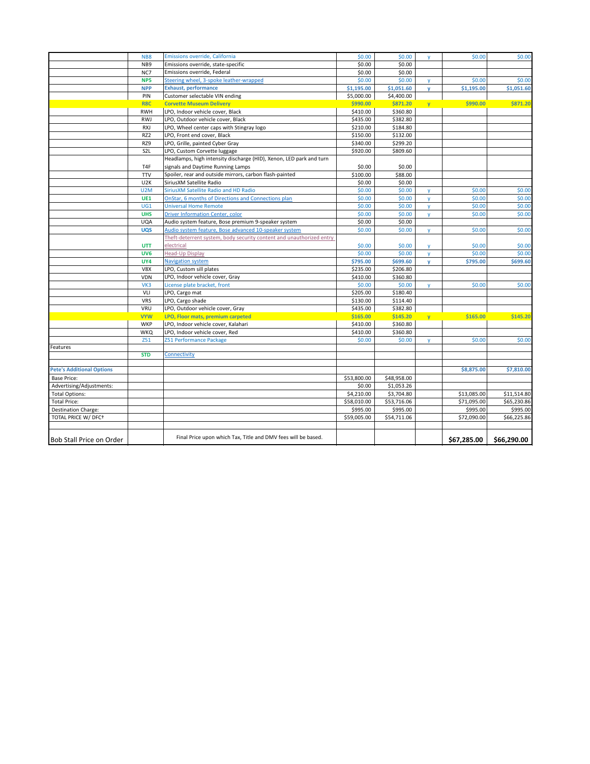| | | | | | | | |
|---|---|---|---|---|---|---|---|
| | NB8 | Emissions override, California | $0.00 | $0.00 | y | $0.00 | $0.00 |
| | NB9 | Emissions override, state-specific | $0.00 | $0.00 | | | |
| | NC7 | Emissions override, Federal | $0.00 | $0.00 | | | |
| | **NP5** | Steering wheel, 3-spoke leather-wrapped | $0.00 | $0.00 | y | $0.00 | $0.00 |
| | **NPP** | **Exhaust, performance** | **$1,195.00** | **$1,051.60** | **y** | **$1,195.00** | **$1,051.60** |
| | PIN | Customer selectable VIN ending | $5,000.00 | $4,400.00 | | | |
| | **R8C** | **Corvette Museum Delivery** | **$990.00** | **$871.20** | **y** | **$990.00** | **$871.20** |
| | RWH | LPO, Indoor vehicle cover, Black | $410.00 | $360.80 | | | |
| | RWJ | LPO, Outdoor vehicle cover, Black | $435.00 | $382.80 | | | |
| | RXJ | LPO, Wheel center caps with Stingray logo | $210.00 | $184.80 | | | |
| | RZ2 | LPO, Front end cover, Black | $150.00 | $132.00 | | | |
| | RZ9 | LPO, Grille, painted Cyber Gray | $340.00 | $299.20 | | | |
| | S2L | LPO, Custom Corvette luggage | $920.00 | $809.60 | | | |
| | T4F | Headlamps, high intensity discharge (HID), Xenon, LED park and turn signals and Daytime Running Lamps | $0.00 | $0.00 | | | |
| | TTV | Spoiler, rear and outside mirrors, carbon flash-painted | $100.00 | $88.00 | | | |
| | U2K | SiriusXM Satellite Radio | $0.00 | $0.00 | | | |
| | U2M | SiriusXM Satellite Radio and HD Radio | $0.00 | $0.00 | y | $0.00 | $0.00 |
| | **UE1** | OnStar, 6 months of Directions and Connections plan | $0.00 | $0.00 | y | $0.00 | $0.00 |
| | UG1 | Universal Home Remote | $0.00 | $0.00 | y | $0.00 | $0.00 |
| | **UHS** | Driver Information Center, color | $0.00 | $0.00 | y | $0.00 | $0.00 |
| | UQA | Audio system feature, Bose premium 9-speaker system | $0.00 | $0.00 | | | |
| | **UQS** | Audio system feature, Bose advanced 10-speaker system | $0.00 | $0.00 | y | $0.00 | $0.00 |
| | **UTT** | Theft-deterrent system, body security content and unauthorized entry electrical | $0.00 | $0.00 | y | $0.00 | $0.00 |
| | **UV6** | Head-Up Display | $0.00 | $0.00 | y | $0.00 | $0.00 |
| | **UY4** | Navigation system | **$795.00** | **$699.60** | **y** | **$795.00** | **$699.60** |
| | V8X | LPO, Custom sill plates | $235.00 | $206.80 | | | |
| | VDN | LPO, Indoor vehicle cover, Gray | $410.00 | $360.80 | | | |
| | VK3 | License plate bracket, front | $0.00 | $0.00 | y | $0.00 | $0.00 |
| | VLI | LPO, Cargo mat | $205.00 | $180.40 | | | |
| | VRS | LPO, Cargo shade | $130.00 | $114.40 | | | |
| | VRU | LPO, Outdoor vehicle cover, Gray | $435.00 | $382.80 | | | |
| | **VYW** | **LPO, Floor mats, premium carpeted** | **$165.00** | **$145.20** | **y** | **$165.00** | **$145.20** |
| | WKP | LPO, Indoor vehicle cover, Kalahari | $410.00 | $360.80 | | | |
| | WKQ | LPO, Indoor vehicle cover, Red | $410.00 | $360.80 | | | |
| | Z51 | Z51 Performance Package | $0.00 | $0.00 | y | $0.00 | $0.00 |
| Features | | | | | | | |
| | **STD** | Connectivity | | | | | |
| | | | | | | | |
| **Pete's Additional Options** | | | | | | **$8,875.00** | **$7,810.00** |
| Base Price: | | | $53,800.00 | $48,958.00 | | | |
| Advertising/Adjustments: | | | $0.00 | $1,053.26 | | | |
| Total Options: | | | $4,210.00 | $3,704.80 | | $13,085.00 | $11,514.80 |
| Total Price: | | | $58,010.00 | $53,716.06 | | $71,095.00 | $65,230.86 |
| Destination Charge: | | | $995.00 | $995.00 | | $995.00 | $995.00 |
| TOTAL PRICE W/ DFC† | | | $59,005.00 | $54,711.06 | | $72,090.00 | $66,225.86 |
| | | | | | | | |
| Bob Stall Price on Order | | Final Price upon which Tax, Title and DMV fees will be based. | | | | **$67,285.00** | **$66,290.00** |